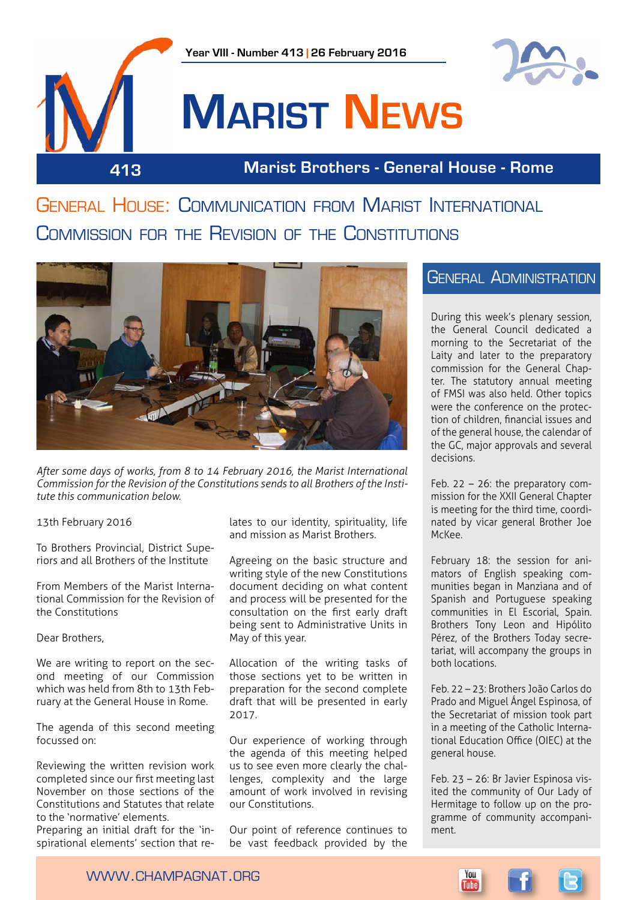Year VIII - Number 413 | 26 February 2016

# Marist News

413 — Marist Brothers - General House - Rome

## General House: Communication from Marist International Commission for the Revision of the Constitutions

*After some days of works, from 8 to 14 February 2016, the Marist International Commission for the Revision of the Constitutions sends to all Brothers of the Institute this communication below.*

13th February 2016

To Brothers Provincial, District Superiors and all Brothers of the Institute

From Members of the Marist International Commission for the Revision of the Constitutions

Dear Brothers,

We are writing to report on the second meeting of our Commission which was held from 8th to 13th February at the General House in Rome.

The agenda of this second meeting focussed on:

Reviewing the written revision work completed since our first meeting last November on those sections of the Constitutions and Statutes that relate to the 'normative' elements.

Preparing an initial draft for the 'inspirational elements' section that relates to our identity, spirituality, life and mission as Marist Brothers.

Agreeing on the basic structure and writing style of the new Constitutions document deciding on what content and process will be presented for the consultation on the first early draft being sent to Administrative Units in May of this year.

Allocation of the writing tasks of those sections yet to be written in preparation for the second complete draft that will be presented in early 2017.

Our experience of working through the agenda of this meeting helped us to see even more clearly the challenges, complexity and the large amount of work involved in revising our Constitutions.

Our point of reference continues to be vast feedback provided by the

## General Administration

During this week's plenary session, the General Council dedicated a morning to the Secretariat of the Laity and later to the preparatory commission for the General Chapter. The statutory annual meeting of FMSI was also held. Other topics were the conference on the protection of children, financial issues and of the general house, the calendar of the GC, major approvals and several decisions.

Feb. 22 – 26: the preparatory commission for the XXII General Chapter is meeting for the third time, coordinated by vicar general Brother Joe McKee.

February 18: the session for animators of English speaking communities began in Manziana and of Spanish and Portuguese speaking communities in El Escorial, Spain. Brothers Tony Leon and Hipólito Pérez, of the Brothers Today secretariat, will accompany the groups in both locations.

Feb. 22 – 23: Brothers João Carlos do Prado and Miguel Ángel Espinosa, of the Secretariat of mission took part in a meeting of the Catholic International Education Office (OIEC) at the general house.

Feb. 23 – 26: Br Javier Espinosa visited the community of Our Lady of Hermitage to follow up on the programme of community accompaniment.

WWW.CHAMPAGNAT.ORG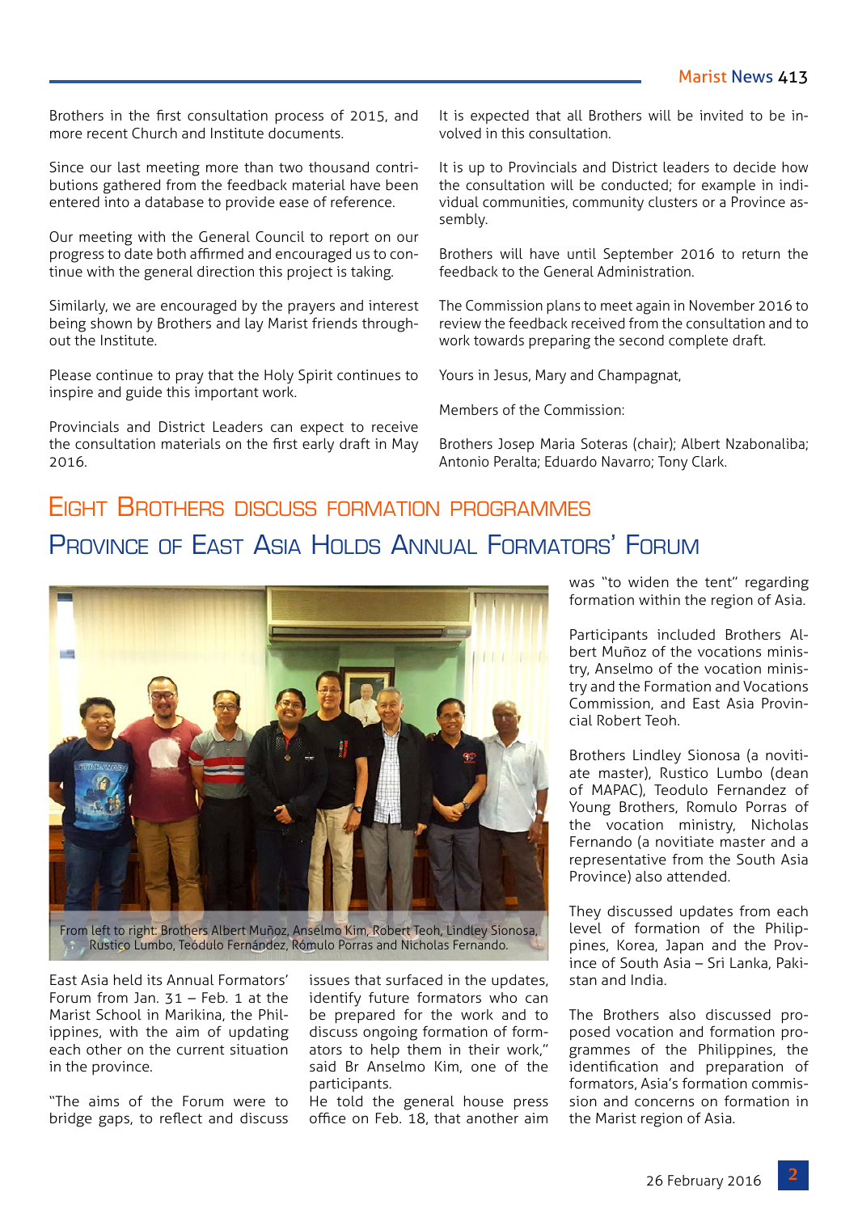Brothers in the first consultation process of 2015, and more recent Church and Institute documents.

Since our last meeting more than two thousand contributions gathered from the feedback material have been entered into a database to provide ease of reference.

Our meeting with the General Council to report on our progress to date both affirmed and encouraged us to continue with the general direction this project is taking.

Similarly, we are encouraged by the prayers and interest being shown by Brothers and lay Marist friends throughout the Institute.

Please continue to pray that the Holy Spirit continues to inspire and guide this important work.

Provincials and District Leaders can expect to receive the consultation materials on the first early draft in May 2016.

It is expected that all Brothers will be invited to be involved in this consultation.

It is up to Provincials and District leaders to decide how the consultation will be conducted; for example in individual communities, community clusters or a Province assembly.

Brothers will have until September 2016 to return the feedback to the General Administration.

The Commission plans to meet again in November 2016 to review the feedback received from the consultation and to work towards preparing the second complete draft.

Yours in Jesus, Mary and Champagnat,

Members of the Commission:

Brothers Josep Maria Soteras (chair); Albert Nzabonaliba; Antonio Peralta; Eduardo Navarro; Tony Clark.

## Eight Brothers discuss formation programmes

## Province of East Asia Holds Annual Formators' Forum

From left to right: Brothers Albert Muñoz, Anselmo Kim, Robert Teoh, Lindley Sionosa, Rustico Lumbo, Teódulo Fernández, Rómulo Porras and Nicholas Fernando.

East Asia held its Annual Formators' Forum from Jan. 31 – Feb. 1 at the Marist School in Marikina, the Philippines, with the aim of updating each other on the current situation in the province.

"The aims of the Forum were to bridge gaps, to reflect and discuss issues that surfaced in the updates, identify future formators who can be prepared for the work and to discuss ongoing formation of formators to help them in their work," said Br Anselmo Kim, one of the participants.

He told the general house press office on Feb. 18, that another aim was "to widen the tent" regarding formation within the region of Asia.

Participants included Brothers Albert Muñoz of the vocations ministry, Anselmo of the vocation ministry and the Formation and Vocations Commission, and East Asia Provincial Robert Teoh.

Brothers Lindley Sionosa (a novitiate master), Rustico Lumbo (dean of MAPAC), Teodulo Fernandez of Young Brothers, Romulo Porras of the vocation ministry, Nicholas Fernando (a novitiate master and a representative from the South Asia Province) also attended.

They discussed updates from each level of formation of the Philippines, Korea, Japan and the Province of South Asia – Sri Lanka, Pakistan and India.

The Brothers also discussed proposed vocation and formation programmes of the Philippines, the identification and preparation of formators, Asia's formation commission and concerns on formation in the Marist region of Asia.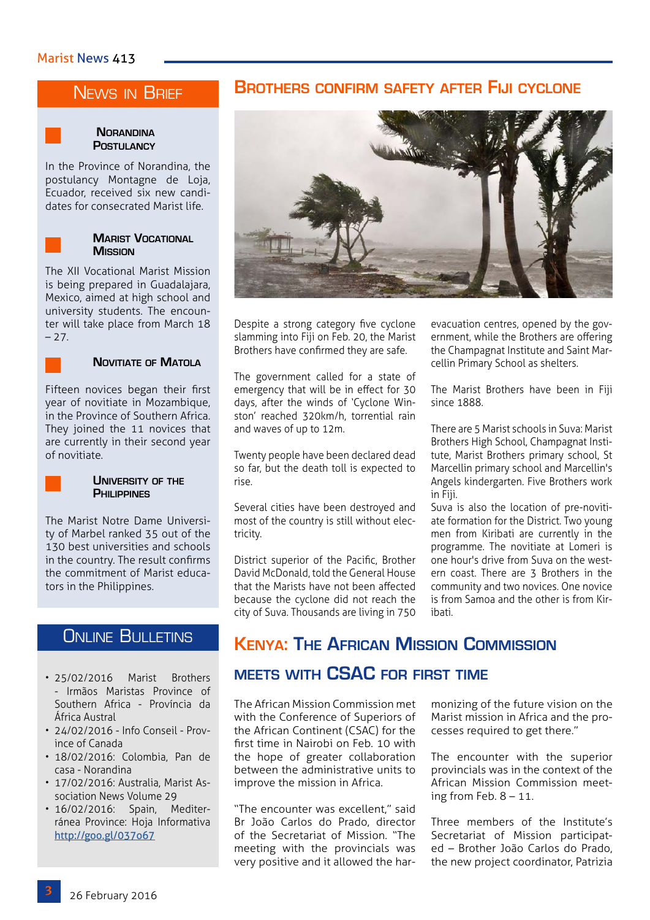## News in Brief

### Norandina Postulancy

In the Province of Norandina, the postulancy Montagne de Loja, Ecuador, received six new candidates for consecrated Marist life.

### Marist Vocational Mission

The XII Vocational Marist Mission is being prepared in Guadalajara, Mexico, aimed at high school and university students. The encounter will take place from March 18 – 27.

### Novitiate of Matola

Fifteen novices began their first year of novitiate in Mozambique, in the Province of Southern Africa. They joined the 11 novices that are currently in their second year of novitiate.

### University of the Philippines

The Marist Notre Dame University of Marbel ranked 35 out of the 130 best universities and schools in the country. The result confirms the commitment of Marist educators in the Philippines.

## Online Bulletins

- 25/02/2016 Marist Brothers - Irmãos Maristas Province of Southern Africa - Província da África Austral
- 24/02/2016 - Info Conseil - Province of Canada
- 18/02/2016: Colombia, Pan de casa - Norandina
- 17/02/2016: Australia, Marist Association News Volume 29
- 16/02/2016: Spain, Mediterránea Province: Hoja Informativa http://goo.gl/037o67

## Brothers confirm safety after Fiji cyclone

Despite a strong category five cyclone slamming into Fiji on Feb. 20, the Marist Brothers have confirmed they are safe.

The government called for a state of emergency that will be in effect for 30 days, after the winds of 'Cyclone Winston' reached 320km/h, torrential rain and waves of up to 12m.

Twenty people have been declared dead so far, but the death toll is expected to rise.

Several cities have been destroyed and most of the country is still without electricity.

District superior of the Pacific, Brother David McDonald, told the General House that the Marists have not been affected because the cyclone did not reach the city of Suva. Thousands are living in 750 evacuation centres, opened by the government, while the Brothers are offering the Champagnat Institute and Saint Marcellin Primary School as shelters.

The Marist Brothers have been in Fiji since 1888.

There are 5 Marist schools in Suva: Marist Brothers High School, Champagnat Institute, Marist Brothers primary school, St Marcellin primary school and Marcellin's Angels kindergarten. Five Brothers work in Fiji.

Suva is also the location of pre-novitiate formation for the District. Two young men from Kiribati are currently in the programme. The novitiate at Lomeri is one hour's drive from Suva on the western coast. There are 3 Brothers in the community and two novices. One novice is from Samoa and the other is from Kiribati.

## Kenya: The African Mission Commission meets with CSAC for first time

The African Mission Commission met with the Conference of Superiors of the African Continent (CSAC) for the first time in Nairobi on Feb. 10 with the hope of greater collaboration between the administrative units to improve the mission in Africa.

"The encounter was excellent," said Br João Carlos do Prado, director of the Secretariat of Mission. "The meeting with the provincials was very positive and it allowed the harmonizing of the future vision on the Marist mission in Africa and the processes required to get there."

The encounter with the superior provincials was in the context of the African Mission Commission meeting from Feb. 8 – 11.

Three members of the Institute's Secretariat of Mission participated – Brother João Carlos do Prado, the new project coordinator, Patrizia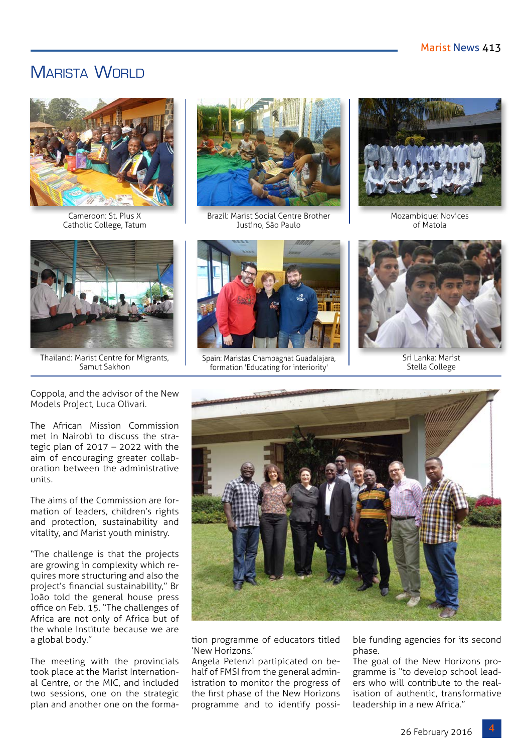# Marista World

Cameroon: St. Pius X Catholic College, Tatum

Brazil: Marist Social Centre Brother Justino, São Paulo

Mozambique: Novices of Matola

Thailand: Marist Centre for Migrants, Samut Sakhon

Spain: Maristas Champagnat Guadalajara, formation 'Educating for interiority'

Sri Lanka: Marist Stella College

Coppola, and the advisor of the New Models Project, Luca Olivari.

The African Mission Commission met in Nairobi to discuss the strategic plan of 2017 – 2022 with the aim of encouraging greater collaboration between the administrative units.

The aims of the Commission are formation of leaders, children's rights and protection, sustainability and vitality, and Marist youth ministry.

"The challenge is that the projects are growing in complexity which requires more structuring and also the project's financial sustainability," Br João told the general house press office on Feb. 15. "The challenges of Africa are not only of Africa but of the whole Institute because we are a global body."

The meeting with the provincials took place at the Marist International Centre, or the MIC, and included two sessions, one on the strategic plan and another one on the formation programme of educators titled 'New Horizons.'
Angela Petenzi participated on behalf of FMSI from the general administration to monitor the progress of the first phase of the New Horizons programme and to identify possible funding agencies for its second phase.
The goal of the New Horizons programme is "to develop school leaders who will contribute to the realisation of authentic, transformative leadership in a new Africa."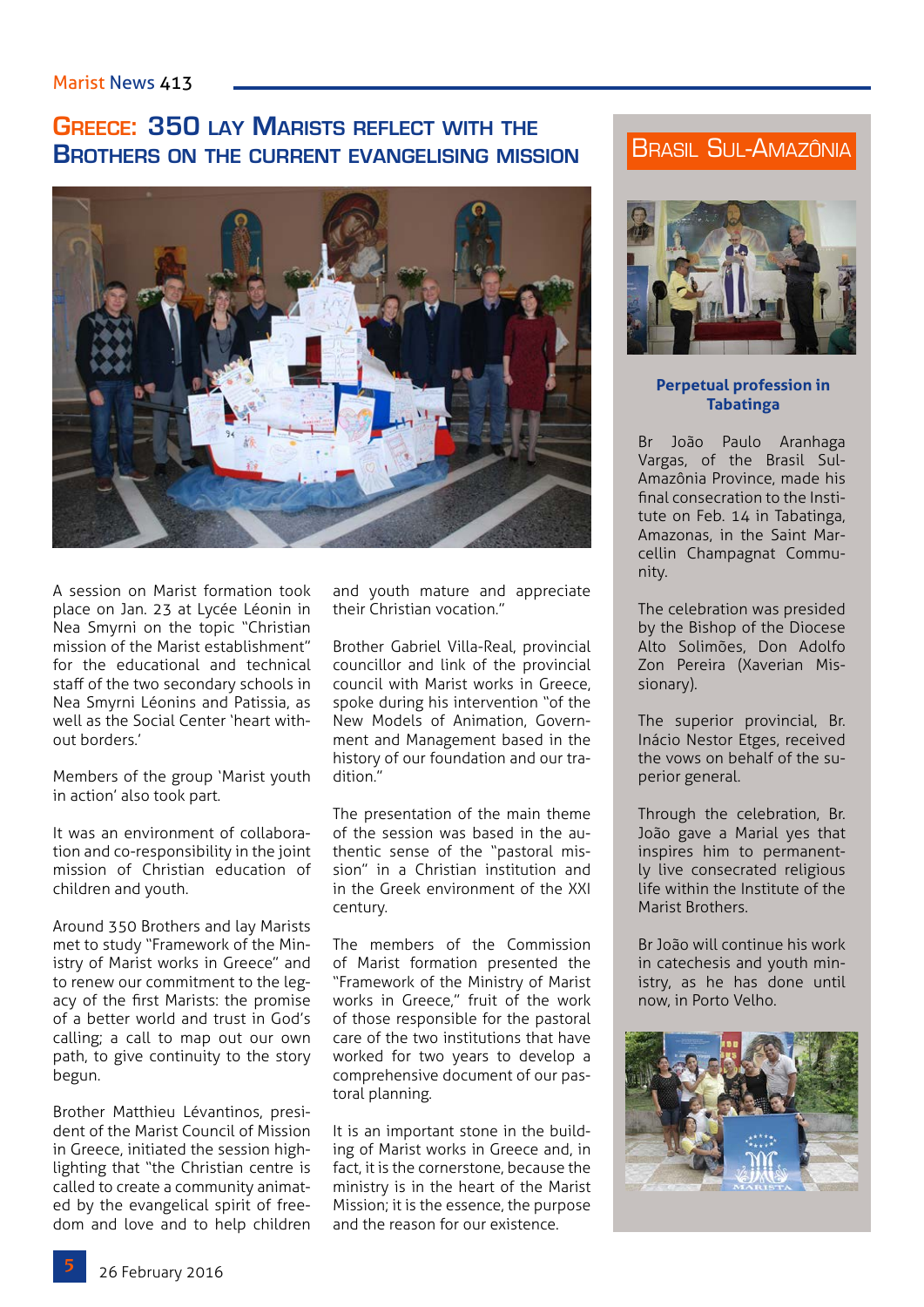# Greece: 350 lay Marists reflect with the Brothers on the current evangelising mission

A session on Marist formation took place on Jan. 23 at Lycée Léonin in Nea Smyrni on the topic "Christian mission of the Marist establishment" for the educational and technical staff of the two secondary schools in Nea Smyrni Léonins and Patissia, as well as the Social Center 'heart without borders.'

Members of the group 'Marist youth in action' also took part.

It was an environment of collaboration and co-responsibility in the joint mission of Christian education of children and youth.

Around 350 Brothers and lay Marists met to study "Framework of the Ministry of Marist works in Greece" and to renew our commitment to the legacy of the first Marists: the promise of a better world and trust in God's calling; a call to map out our own path, to give continuity to the story begun.

Brother Matthieu Lévantinos, president of the Marist Council of Mission in Greece, initiated the session highlighting that "the Christian centre is called to create a community animated by the evangelical spirit of freedom and love and to help children and youth mature and appreciate their Christian vocation."

Brother Gabriel Villa-Real, provincial councillor and link of the provincial council with Marist works in Greece, spoke during his intervention "of the New Models of Animation, Government and Management based in the history of our foundation and our tradition."

The presentation of the main theme of the session was based in the authentic sense of the "pastoral mission" in a Christian institution and in the Greek environment of the XXI century.

The members of the Commission of Marist formation presented the "Framework of the Ministry of Marist works in Greece," fruit of the work of those responsible for the pastoral care of the two institutions that have worked for two years to develop a comprehensive document of our pastoral planning.

It is an important stone in the building of Marist works in Greece and, in fact, it is the cornerstone, because the ministry is in the heart of the Marist Mission; it is the essence, the purpose and the reason for our existence.

## Brasil Sul-Amazônia

### Perpetual profession in Tabatinga

Br João Paulo Aranhaga Vargas, of the Brasil Sul-Amazônia Province, made his final consecration to the Institute on Feb. 14 in Tabatinga, Amazonas, in the Saint Marcellin Champagnat Community.

The celebration was presided by the Bishop of the Diocese Alto Solimões, Don Adolfo Zon Pereira (Xaverian Missionary).

The superior provincial, Br. Inácio Nestor Etges, received the vows on behalf of the superior general.

Through the celebration, Br. João gave a Marial yes that inspires him to permanently live consecrated religious life within the Institute of the Marist Brothers.

Br João will continue his work in catechesis and youth ministry, as he has done until now, in Porto Velho.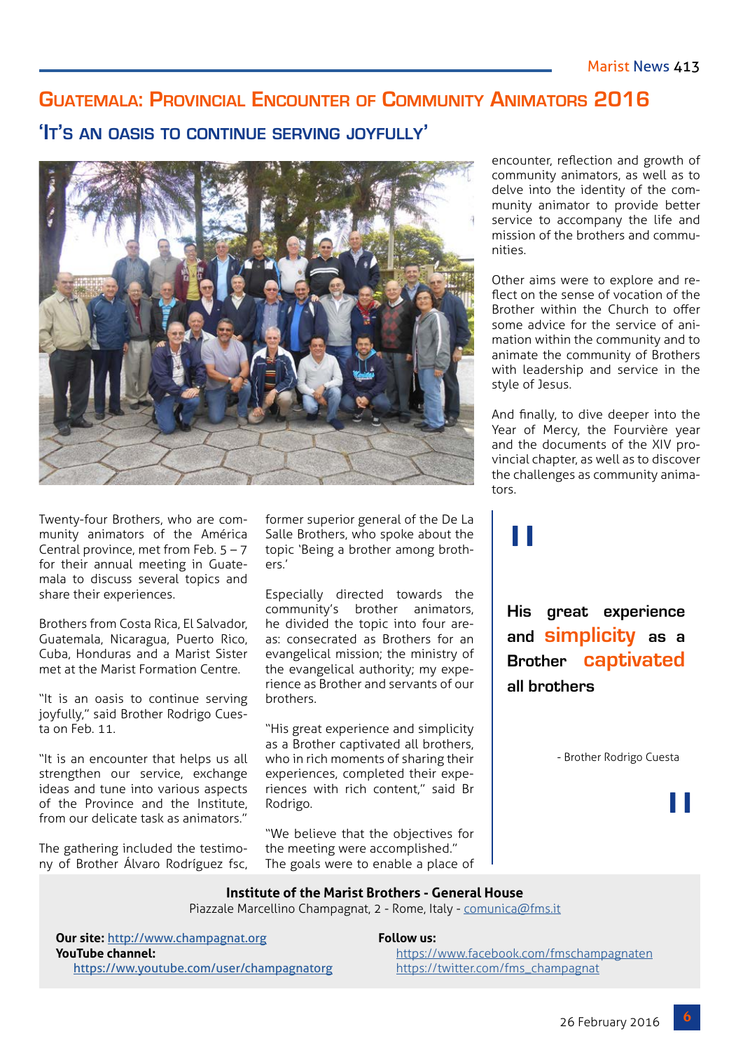# Guatemala: Provincial Encounter of Community Animators 2016

## 'It's an oasis to continue serving joyfully'

Twenty-four Brothers, who are community animators of the América Central province, met from Feb. 5 – 7 for their annual meeting in Guatemala to discuss several topics and share their experiences.

Brothers from Costa Rica, El Salvador, Guatemala, Nicaragua, Puerto Rico, Cuba, Honduras and a Marist Sister met at the Marist Formation Centre.

"It is an oasis to continue serving joyfully," said Brother Rodrigo Cuesta on Feb. 11.

"It is an encounter that helps us all strengthen our service, exchange ideas and tune into various aspects of the Province and the Institute, from our delicate task as animators."

The gathering included the testimony of Brother Álvaro Rodríguez fsc, former superior general of the De La Salle Brothers, who spoke about the topic 'Being a brother among brothers.'

Especially directed towards the community's brother animators, he divided the topic into four areas: consecrated as Brothers for an evangelical mission; the ministry of the evangelical authority; my experience as Brother and servants of our brothers.

"His great experience and simplicity as a Brother captivated all brothers, who in rich moments of sharing their experiences, completed their experiences with rich content," said Br Rodrigo.

"We believe that the objectives for the meeting were accomplished." The goals were to enable a place of encounter, reflection and growth of community animators, as well as to delve into the identity of the community animator to provide better service to accompany the life and mission of the brothers and communities.

Other aims were to explore and reflect on the sense of vocation of the Brother within the Church to offer some advice for the service of animation within the community and to animate the community of Brothers with leadership and service in the style of Jesus.

And finally, to dive deeper into the Year of Mercy, the Fourvière year and the documents of the XIV provincial chapter, as well as to discover the challenges as community animators.

> **His great experience and simplicity as a Brother captivated all brothers**
>
> - Brother Rodrigo Cuesta

**Institute of the Marist Brothers - General House**
Piazzale Marcellino Champagnat, 2 - Rome, Italy - comunica@fms.it

**Our site:** http://www.champagnat.org
**YouTube channel:**
https://ww.youtube.com/user/champagnatorg

**Follow us:**
https://www.facebook.com/fmschampagnaten
https://twitter.com/fms_champagnat